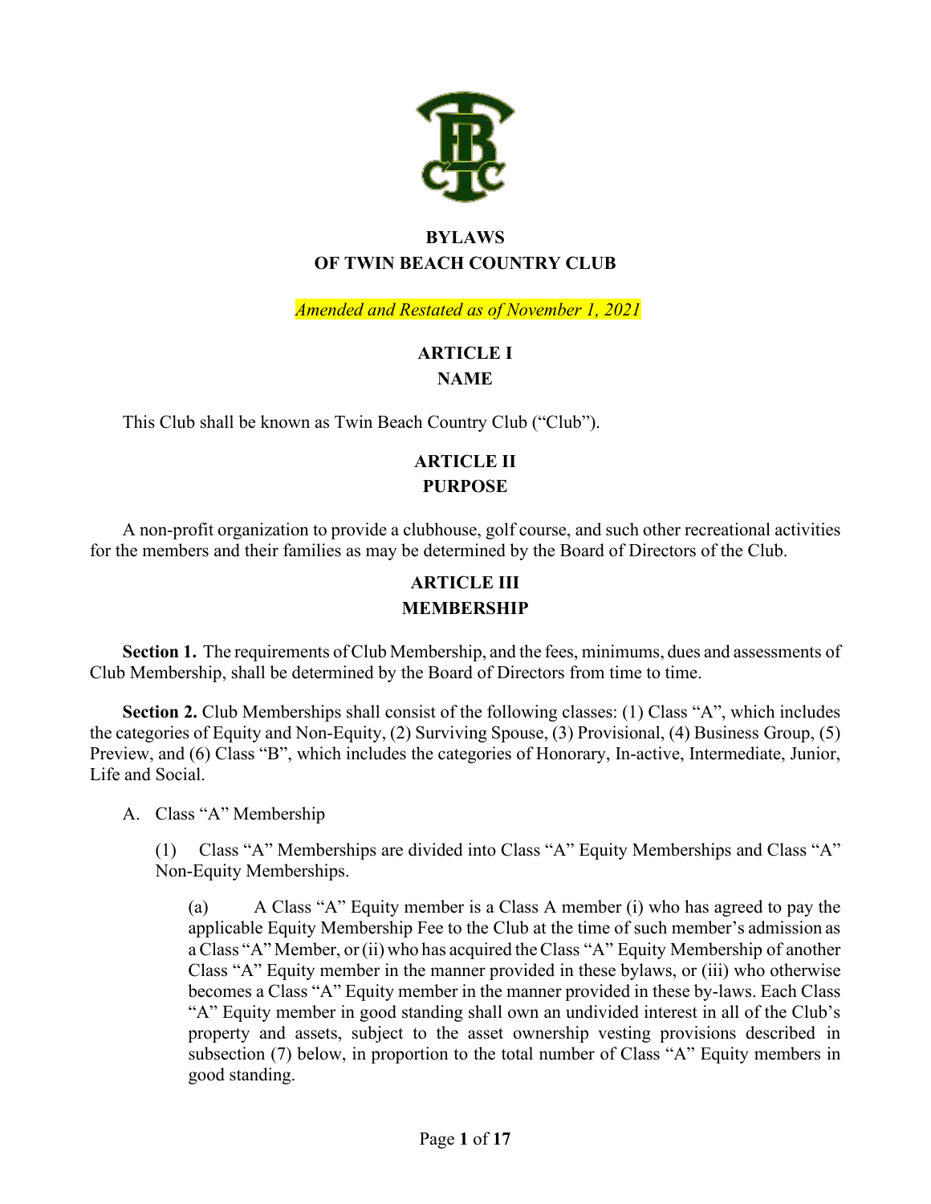# BYLAWS
# OF TWIN BEACH COUNTRY CLUB

*Amended and Restated as of November 1, 2021*

## ARTICLE I
## NAME

This Club shall be known as Twin Beach Country Club ("Club").

## ARTICLE II
## PURPOSE

A non-profit organization to provide a clubhouse, golf course, and such other recreational activities for the members and their families as may be determined by the Board of Directors of the Club.

## ARTICLE III
## MEMBERSHIP

**Section 1.** The requirements of Club Membership, and the fees, minimums, dues and assessments of Club Membership, shall be determined by the Board of Directors from time to time.

**Section 2.** Club Memberships shall consist of the following classes: (1) Class "A", which includes the categories of Equity and Non-Equity, (2) Surviving Spouse, (3) Provisional, (4) Business Group, (5) Preview, and (6) Class "B", which includes the categories of Honorary, In-active, Intermediate, Junior, Life and Social.

A. Class "A" Membership

(1) Class "A" Memberships are divided into Class "A" Equity Memberships and Class "A" Non-Equity Memberships.

(a) A Class "A" Equity member is a Class A member (i) who has agreed to pay the applicable Equity Membership Fee to the Club at the time of such member's admission as a Class "A" Member, or (ii) who has acquired the Class "A" Equity Membership of another Class "A" Equity member in the manner provided in these bylaws, or (iii) who otherwise becomes a Class "A" Equity member in the manner provided in these by-laws. Each Class "A" Equity member in good standing shall own an undivided interest in all of the Club's property and assets, subject to the asset ownership vesting provisions described in subsection (7) below, in proportion to the total number of Class "A" Equity members in good standing.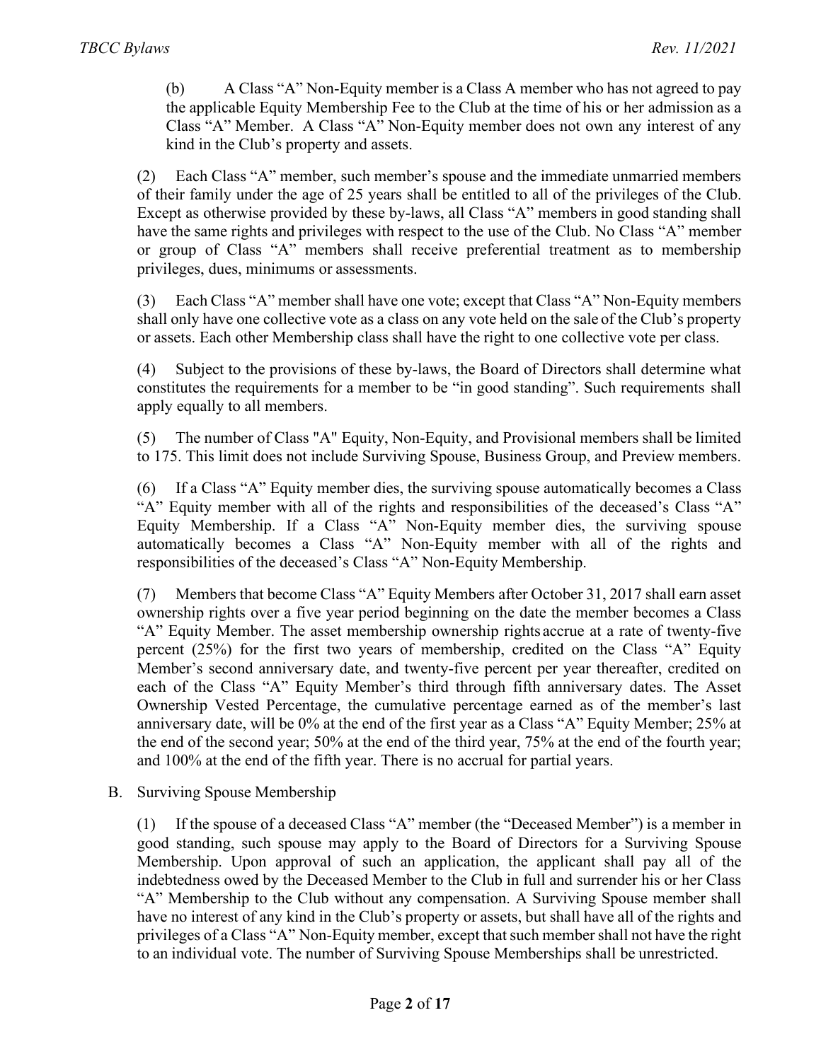(b) A Class “A” Non-Equity member is a Class A member who has not agreed to pay the applicable Equity Membership Fee to the Club at the time of his or her admission as a Class “A” Member. A Class “A” Non-Equity member does not own any interest of any kind in the Club’s property and assets.

(2) Each Class “A” member, such member’s spouse and the immediate unmarried members of their family under the age of 25 years shall be entitled to all of the privileges of the Club. Except as otherwise provided by these by-laws, all Class “A” members in good standing shall have the same rights and privileges with respect to the use of the Club. No Class “A” member or group of Class “A” members shall receive preferential treatment as to membership privileges, dues, minimums or assessments.

(3) Each Class “A” member shall have one vote; except that Class “A” Non-Equity members shall only have one collective vote as a class on any vote held on the sale of the Club’s property or assets. Each other Membership class shall have the right to one collective vote per class.

(4) Subject to the provisions of these by-laws, the Board of Directors shall determine what constitutes the requirements for a member to be “in good standing”. Such requirements shall apply equally to all members.

(5) The number of Class "A" Equity, Non-Equity, and Provisional members shall be limited to 175. This limit does not include Surviving Spouse, Business Group, and Preview members.

(6) If a Class “A” Equity member dies, the surviving spouse automatically becomes a Class “A” Equity member with all of the rights and responsibilities of the deceased’s Class “A” Equity Membership. If a Class “A” Non-Equity member dies, the surviving spouse automatically becomes a Class “A” Non-Equity member with all of the rights and responsibilities of the deceased’s Class “A” Non-Equity Membership.

(7) Members that become Class “A” Equity Members after October 31, 2017 shall earn asset ownership rights over a five year period beginning on the date the member becomes a Class “A” Equity Member. The asset membership ownership rights accrue at a rate of twenty-five percent (25%) for the first two years of membership, credited on the Class “A” Equity Member’s second anniversary date, and twenty-five percent per year thereafter, credited on each of the Class “A” Equity Member’s third through fifth anniversary dates. The Asset Ownership Vested Percentage, the cumulative percentage earned as of the member’s last anniversary date, will be 0% at the end of the first year as a Class “A” Equity Member; 25% at the end of the second year; 50% at the end of the third year, 75% at the end of the fourth year; and 100% at the end of the fifth year. There is no accrual for partial years.

B. Surviving Spouse Membership

(1) If the spouse of a deceased Class “A” member (the “Deceased Member”) is a member in good standing, such spouse may apply to the Board of Directors for a Surviving Spouse Membership. Upon approval of such an application, the applicant shall pay all of the indebtedness owed by the Deceased Member to the Club in full and surrender his or her Class “A” Membership to the Club without any compensation. A Surviving Spouse member shall have no interest of any kind in the Club’s property or assets, but shall have all of the rights and privileges of a Class “A” Non-Equity member, except that such member shall not have the right to an individual vote. The number of Surviving Spouse Memberships shall be unrestricted.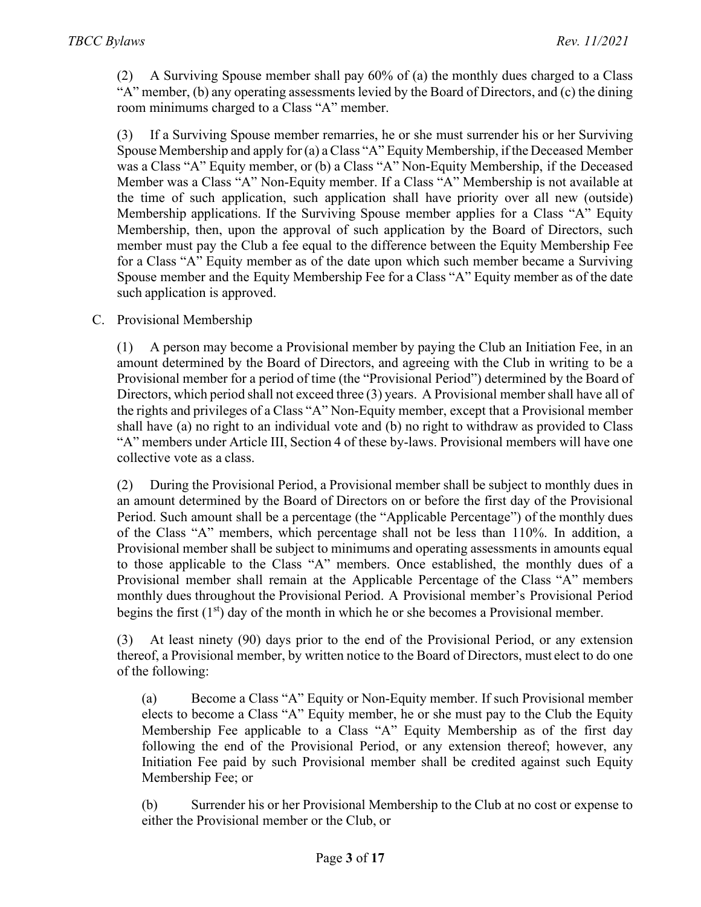(2) A Surviving Spouse member shall pay 60% of (a) the monthly dues charged to a Class "A" member, (b) any operating assessments levied by the Board of Directors, and (c) the dining room minimums charged to a Class "A" member.

(3) If a Surviving Spouse member remarries, he or she must surrender his or her Surviving Spouse Membership and apply for (a) a Class "A" Equity Membership, if the Deceased Member was a Class "A" Equity member, or (b) a Class "A" Non-Equity Membership, if the Deceased Member was a Class "A" Non-Equity member. If a Class "A" Membership is not available at the time of such application, such application shall have priority over all new (outside) Membership applications. If the Surviving Spouse member applies for a Class "A" Equity Membership, then, upon the approval of such application by the Board of Directors, such member must pay the Club a fee equal to the difference between the Equity Membership Fee for a Class "A" Equity member as of the date upon which such member became a Surviving Spouse member and the Equity Membership Fee for a Class "A" Equity member as of the date such application is approved.

C. Provisional Membership

(1) A person may become a Provisional member by paying the Club an Initiation Fee, in an amount determined by the Board of Directors, and agreeing with the Club in writing to be a Provisional member for a period of time (the "Provisional Period") determined by the Board of Directors, which period shall not exceed three (3) years. A Provisional member shall have all of the rights and privileges of a Class "A" Non-Equity member, except that a Provisional member shall have (a) no right to an individual vote and (b) no right to withdraw as provided to Class "A" members under Article III, Section 4 of these by-laws. Provisional members will have one collective vote as a class.

(2) During the Provisional Period, a Provisional member shall be subject to monthly dues in an amount determined by the Board of Directors on or before the first day of the Provisional Period. Such amount shall be a percentage (the "Applicable Percentage") of the monthly dues of the Class "A" members, which percentage shall not be less than 110%. In addition, a Provisional member shall be subject to minimums and operating assessments in amounts equal to those applicable to the Class "A" members. Once established, the monthly dues of a Provisional member shall remain at the Applicable Percentage of the Class "A" members monthly dues throughout the Provisional Period. A Provisional member's Provisional Period begins the first (1st) day of the month in which he or she becomes a Provisional member.

(3) At least ninety (90) days prior to the end of the Provisional Period, or any extension thereof, a Provisional member, by written notice to the Board of Directors, must elect to do one of the following:

(a) Become a Class "A" Equity or Non-Equity member. If such Provisional member elects to become a Class "A" Equity member, he or she must pay to the Club the Equity Membership Fee applicable to a Class "A" Equity Membership as of the first day following the end of the Provisional Period, or any extension thereof; however, any Initiation Fee paid by such Provisional member shall be credited against such Equity Membership Fee; or

(b) Surrender his or her Provisional Membership to the Club at no cost or expense to either the Provisional member or the Club, or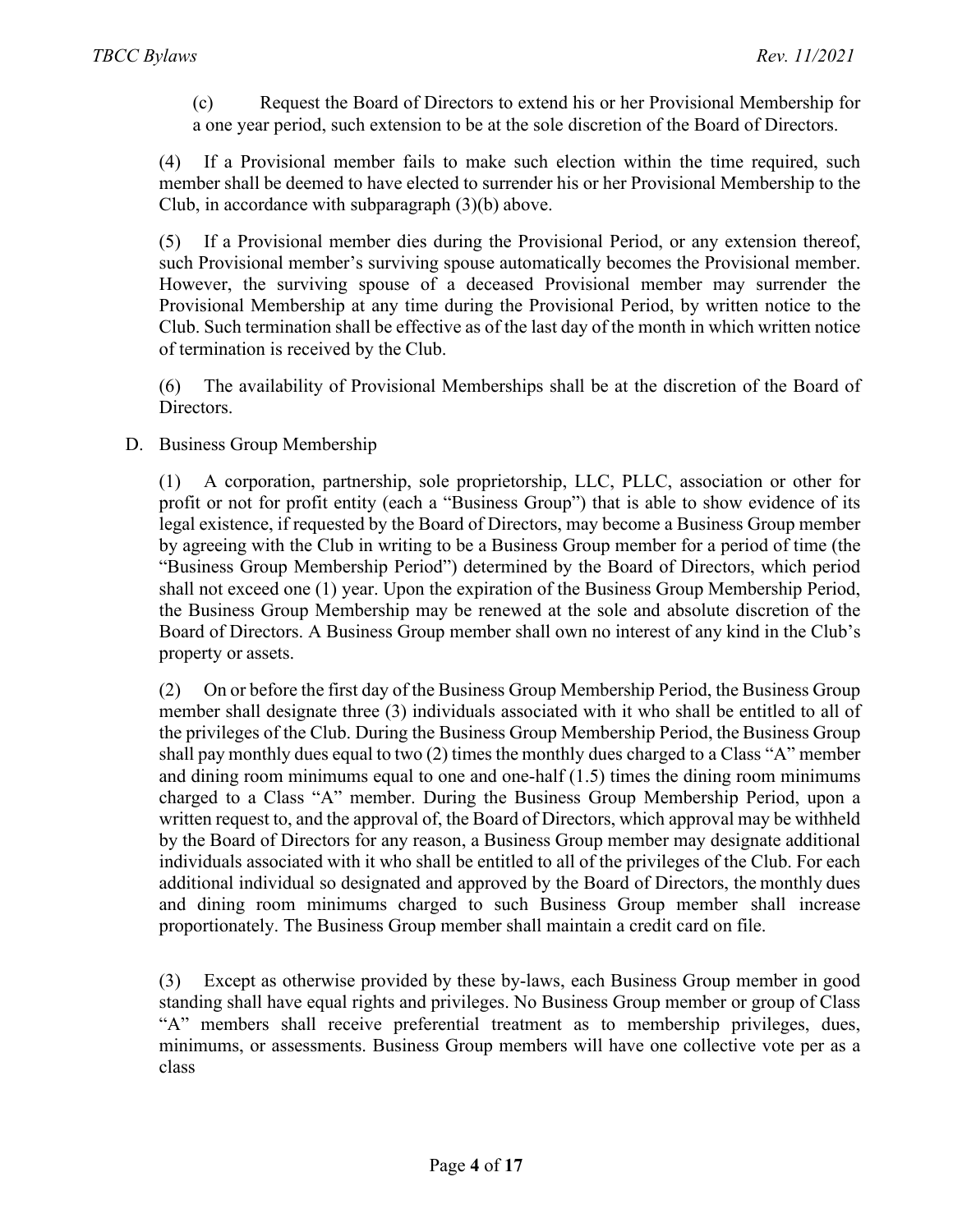(c) Request the Board of Directors to extend his or her Provisional Membership for a one year period, such extension to be at the sole discretion of the Board of Directors.

(4) If a Provisional member fails to make such election within the time required, such member shall be deemed to have elected to surrender his or her Provisional Membership to the Club, in accordance with subparagraph (3)(b) above.

(5) If a Provisional member dies during the Provisional Period, or any extension thereof, such Provisional member's surviving spouse automatically becomes the Provisional member. However, the surviving spouse of a deceased Provisional member may surrender the Provisional Membership at any time during the Provisional Period, by written notice to the Club. Such termination shall be effective as of the last day of the month in which written notice of termination is received by the Club.

(6) The availability of Provisional Memberships shall be at the discretion of the Board of Directors.

D. Business Group Membership

(1) A corporation, partnership, sole proprietorship, LLC, PLLC, association or other for profit or not for profit entity (each a "Business Group") that is able to show evidence of its legal existence, if requested by the Board of Directors, may become a Business Group member by agreeing with the Club in writing to be a Business Group member for a period of time (the "Business Group Membership Period") determined by the Board of Directors, which period shall not exceed one (1) year. Upon the expiration of the Business Group Membership Period, the Business Group Membership may be renewed at the sole and absolute discretion of the Board of Directors. A Business Group member shall own no interest of any kind in the Club's property or assets.

(2) On or before the first day of the Business Group Membership Period, the Business Group member shall designate three (3) individuals associated with it who shall be entitled to all of the privileges of the Club. During the Business Group Membership Period, the Business Group shall pay monthly dues equal to two (2) times the monthly dues charged to a Class "A" member and dining room minimums equal to one and one-half (1.5) times the dining room minimums charged to a Class "A" member. During the Business Group Membership Period, upon a written request to, and the approval of, the Board of Directors, which approval may be withheld by the Board of Directors for any reason, a Business Group member may designate additional individuals associated with it who shall be entitled to all of the privileges of the Club. For each additional individual so designated and approved by the Board of Directors, the monthly dues and dining room minimums charged to such Business Group member shall increase proportionately. The Business Group member shall maintain a credit card on file.

(3) Except as otherwise provided by these by-laws, each Business Group member in good standing shall have equal rights and privileges. No Business Group member or group of Class "A" members shall receive preferential treatment as to membership privileges, dues, minimums, or assessments. Business Group members will have one collective vote per as a class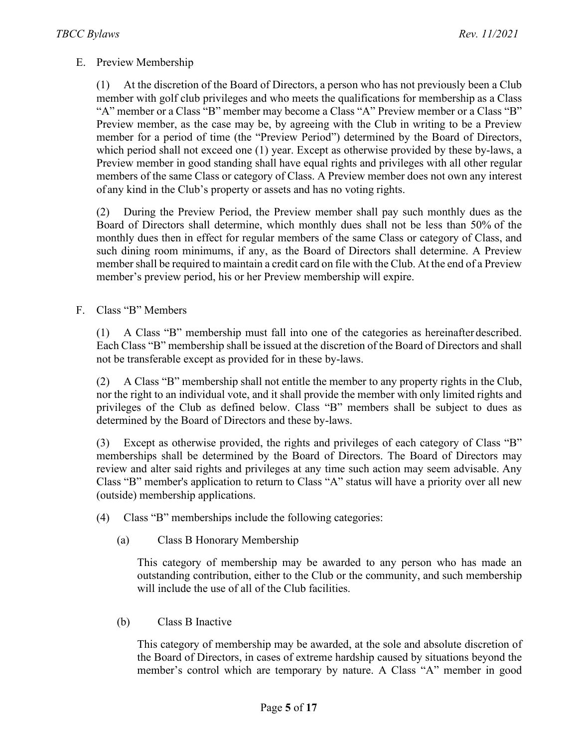E. Preview Membership

(1) At the discretion of the Board of Directors, a person who has not previously been a Club member with golf club privileges and who meets the qualifications for membership as a Class "A" member or a Class "B" member may become a Class "A" Preview member or a Class "B" Preview member, as the case may be, by agreeing with the Club in writing to be a Preview member for a period of time (the "Preview Period") determined by the Board of Directors, which period shall not exceed one (1) year. Except as otherwise provided by these by-laws, a Preview member in good standing shall have equal rights and privileges with all other regular members of the same Class or category of Class. A Preview member does not own any interest of any kind in the Club's property or assets and has no voting rights.

(2) During the Preview Period, the Preview member shall pay such monthly dues as the Board of Directors shall determine, which monthly dues shall not be less than 50% of the monthly dues then in effect for regular members of the same Class or category of Class, and such dining room minimums, if any, as the Board of Directors shall determine. A Preview member shall be required to maintain a credit card on file with the Club. At the end of a Preview member's preview period, his or her Preview membership will expire.

F. Class "B" Members

(1) A Class "B" membership must fall into one of the categories as hereinafter described. Each Class "B" membership shall be issued at the discretion of the Board of Directors and shall not be transferable except as provided for in these by-laws.

(2) A Class "B" membership shall not entitle the member to any property rights in the Club, nor the right to an individual vote, and it shall provide the member with only limited rights and privileges of the Club as defined below. Class "B" members shall be subject to dues as determined by the Board of Directors and these by-laws.

(3) Except as otherwise provided, the rights and privileges of each category of Class "B" memberships shall be determined by the Board of Directors. The Board of Directors may review and alter said rights and privileges at any time such action may seem advisable. Any Class "B" member's application to return to Class "A" status will have a priority over all new (outside) membership applications.

(4) Class "B" memberships include the following categories:

(a) Class B Honorary Membership

This category of membership may be awarded to any person who has made an outstanding contribution, either to the Club or the community, and such membership will include the use of all of the Club facilities.

(b) Class B Inactive

This category of membership may be awarded, at the sole and absolute discretion of the Board of Directors, in cases of extreme hardship caused by situations beyond the member's control which are temporary by nature. A Class "A" member in good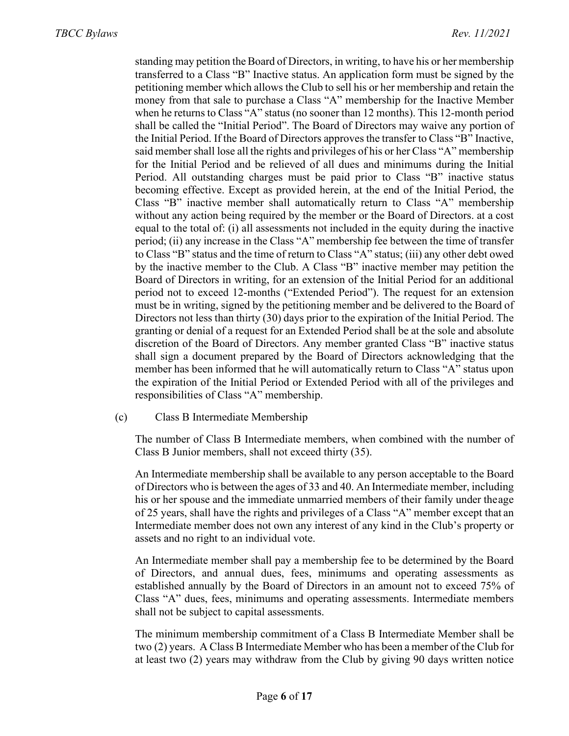standing may petition the Board of Directors, in writing, to have his or her membership transferred to a Class "B" Inactive status. An application form must be signed by the petitioning member which allows the Club to sell his or her membership and retain the money from that sale to purchase a Class "A" membership for the Inactive Member when he returns to Class "A" status (no sooner than 12 months). This 12-month period shall be called the "Initial Period". The Board of Directors may waive any portion of the Initial Period. If the Board of Directors approves the transfer to Class "B" Inactive, said member shall lose all the rights and privileges of his or her Class "A" membership for the Initial Period and be relieved of all dues and minimums during the Initial Period. All outstanding charges must be paid prior to Class "B" inactive status becoming effective. Except as provided herein, at the end of the Initial Period, the Class "B" inactive member shall automatically return to Class "A" membership without any action being required by the member or the Board of Directors. at a cost equal to the total of: (i) all assessments not included in the equity during the inactive period; (ii) any increase in the Class "A" membership fee between the time of transfer to Class "B" status and the time of return to Class "A" status; (iii) any other debt owed by the inactive member to the Club. A Class "B" inactive member may petition the Board of Directors in writing, for an extension of the Initial Period for an additional period not to exceed 12-months ("Extended Period"). The request for an extension must be in writing, signed by the petitioning member and be delivered to the Board of Directors not less than thirty (30) days prior to the expiration of the Initial Period. The granting or denial of a request for an Extended Period shall be at the sole and absolute discretion of the Board of Directors. Any member granted Class "B" inactive status shall sign a document prepared by the Board of Directors acknowledging that the member has been informed that he will automatically return to Class "A" status upon the expiration of the Initial Period or Extended Period with all of the privileges and responsibilities of Class "A" membership.

(c) Class B Intermediate Membership

The number of Class B Intermediate members, when combined with the number of Class B Junior members, shall not exceed thirty (35).

An Intermediate membership shall be available to any person acceptable to the Board of Directors who is between the ages of 33 and 40. An Intermediate member, including his or her spouse and the immediate unmarried members of their family under theage of 25 years, shall have the rights and privileges of a Class "A" member except that an Intermediate member does not own any interest of any kind in the Club's property or assets and no right to an individual vote.

An Intermediate member shall pay a membership fee to be determined by the Board of Directors, and annual dues, fees, minimums and operating assessments as established annually by the Board of Directors in an amount not to exceed 75% of Class "A" dues, fees, minimums and operating assessments. Intermediate members shall not be subject to capital assessments.

The minimum membership commitment of a Class B Intermediate Member shall be two (2) years. A Class B Intermediate Member who has been a member of the Club for at least two (2) years may withdraw from the Club by giving 90 days written notice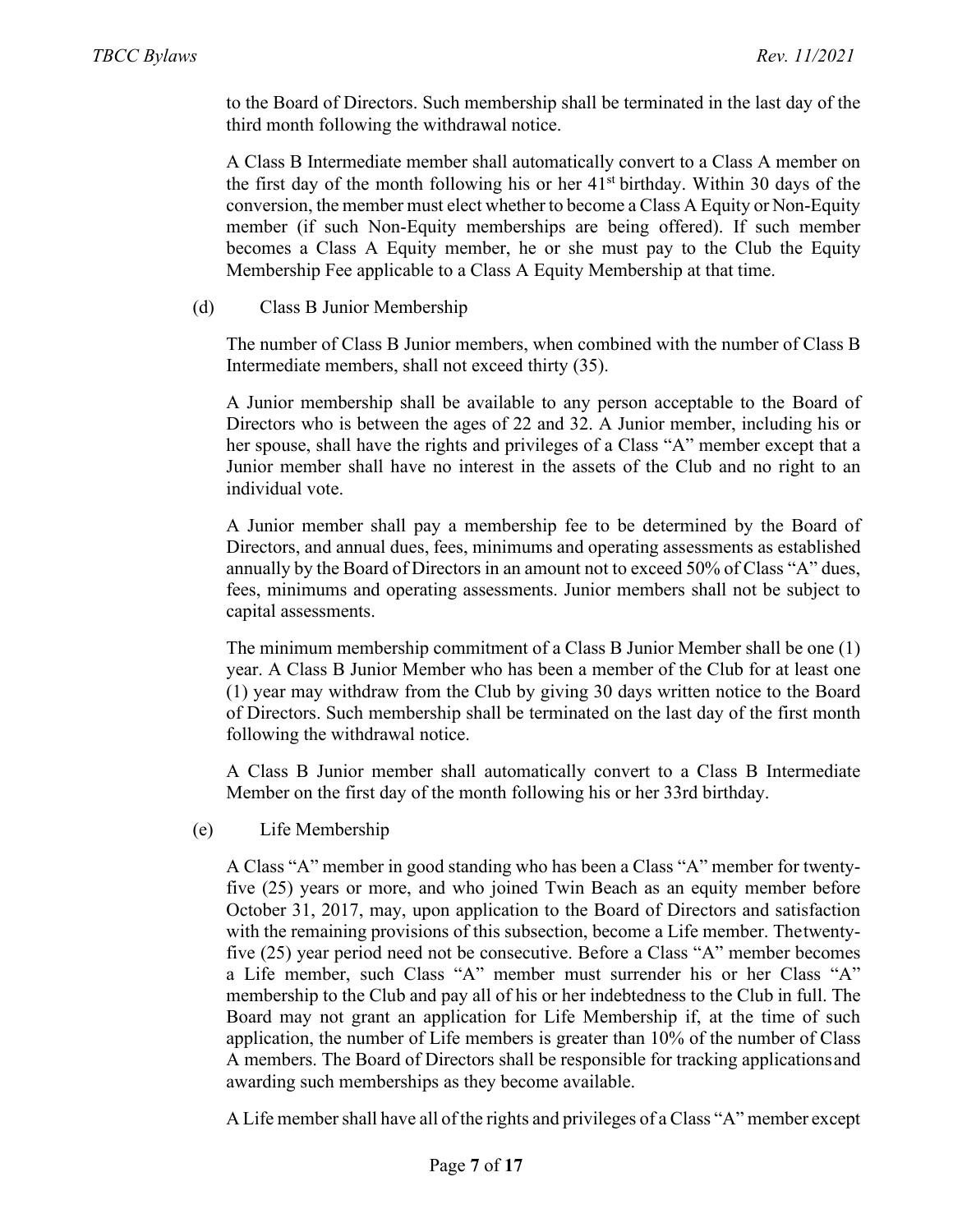to the Board of Directors. Such membership shall be terminated in the last day of the third month following the withdrawal notice.

A Class B Intermediate member shall automatically convert to a Class A member on the first day of the month following his or her 41st birthday. Within 30 days of the conversion, the member must elect whether to become a Class A Equity or Non-Equity member (if such Non-Equity memberships are being offered). If such member becomes a Class A Equity member, he or she must pay to the Club the Equity Membership Fee applicable to a Class A Equity Membership at that time.

(d) Class B Junior Membership

The number of Class B Junior members, when combined with the number of Class B Intermediate members, shall not exceed thirty (35).

A Junior membership shall be available to any person acceptable to the Board of Directors who is between the ages of 22 and 32. A Junior member, including his or her spouse, shall have the rights and privileges of a Class "A" member except that a Junior member shall have no interest in the assets of the Club and no right to an individual vote.

A Junior member shall pay a membership fee to be determined by the Board of Directors, and annual dues, fees, minimums and operating assessments as established annually by the Board of Directors in an amount not to exceed 50% of Class "A" dues, fees, minimums and operating assessments. Junior members shall not be subject to capital assessments.

The minimum membership commitment of a Class B Junior Member shall be one (1) year. A Class B Junior Member who has been a member of the Club for at least one (1) year may withdraw from the Club by giving 30 days written notice to the Board of Directors. Such membership shall be terminated on the last day of the first month following the withdrawal notice.

A Class B Junior member shall automatically convert to a Class B Intermediate Member on the first day of the month following his or her 33rd birthday.

(e) Life Membership

A Class "A" member in good standing who has been a Class "A" member for twenty-five (25) years or more, and who joined Twin Beach as an equity member before October 31, 2017, may, upon application to the Board of Directors and satisfaction with the remaining provisions of this subsection, become a Life member. Thetwenty-five (25) year period need not be consecutive. Before a Class "A" member becomes a Life member, such Class "A" member must surrender his or her Class "A" membership to the Club and pay all of his or her indebtedness to the Club in full. The Board may not grant an application for Life Membership if, at the time of such application, the number of Life members is greater than 10% of the number of Class A members. The Board of Directors shall be responsible for tracking applicationsand awarding such memberships as they become available.

A Life member shall have all of the rights and privileges of a Class "A" member except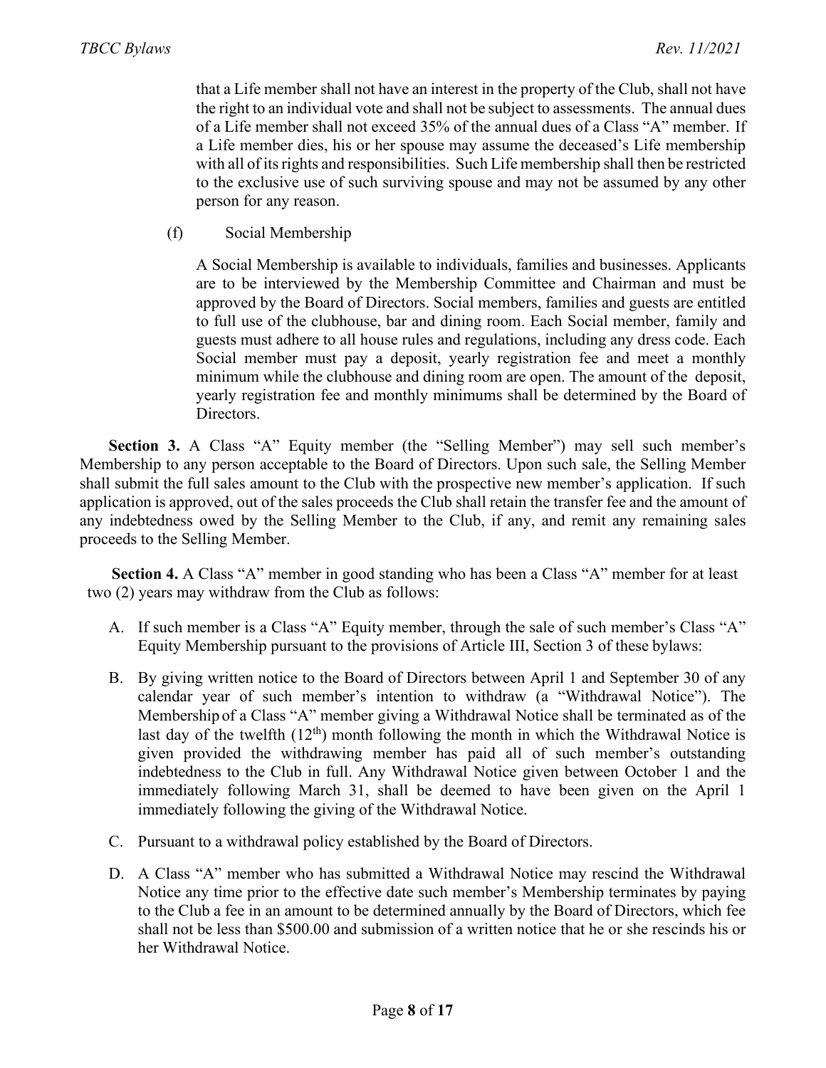that a Life member shall not have an interest in the property of the Club, shall not have the right to an individual vote and shall not be subject to assessments. The annual dues of a Life member shall not exceed 35% of the annual dues of a Class "A" member. If a Life member dies, his or her spouse may assume the deceased's Life membership with all of its rights and responsibilities. Such Life membership shall then be restricted to the exclusive use of such surviving spouse and may not be assumed by any other person for any reason.

(f) Social Membership

A Social Membership is available to individuals, families and businesses. Applicants are to be interviewed by the Membership Committee and Chairman and must be approved by the Board of Directors. Social members, families and guests are entitled to full use of the clubhouse, bar and dining room. Each Social member, family and guests must adhere to all house rules and regulations, including any dress code. Each Social member must pay a deposit, yearly registration fee and meet a monthly minimum while the clubhouse and dining room are open. The amount of the deposit, yearly registration fee and monthly minimums shall be determined by the Board of Directors.

**Section 3.** A Class "A" Equity member (the "Selling Member") may sell such member's Membership to any person acceptable to the Board of Directors. Upon such sale, the Selling Member shall submit the full sales amount to the Club with the prospective new member's application. If such application is approved, out of the sales proceeds the Club shall retain the transfer fee and the amount of any indebtedness owed by the Selling Member to the Club, if any, and remit any remaining sales proceeds to the Selling Member.

**Section 4.** A Class "A" member in good standing who has been a Class "A" member for at least two (2) years may withdraw from the Club as follows:

A. If such member is a Class "A" Equity member, through the sale of such member's Class "A" Equity Membership pursuant to the provisions of Article III, Section 3 of these bylaws:

B. By giving written notice to the Board of Directors between April 1 and September 30 of any calendar year of such member's intention to withdraw (a "Withdrawal Notice"). The Membership of a Class "A" member giving a Withdrawal Notice shall be terminated as of the last day of the twelfth (12th) month following the month in which the Withdrawal Notice is given provided the withdrawing member has paid all of such member's outstanding indebtedness to the Club in full. Any Withdrawal Notice given between October 1 and the immediately following March 31, shall be deemed to have been given on the April 1 immediately following the giving of the Withdrawal Notice.

C. Pursuant to a withdrawal policy established by the Board of Directors.

D. A Class "A" member who has submitted a Withdrawal Notice may rescind the Withdrawal Notice any time prior to the effective date such member's Membership terminates by paying to the Club a fee in an amount to be determined annually by the Board of Directors, which fee shall not be less than $500.00 and submission of a written notice that he or she rescinds his or her Withdrawal Notice.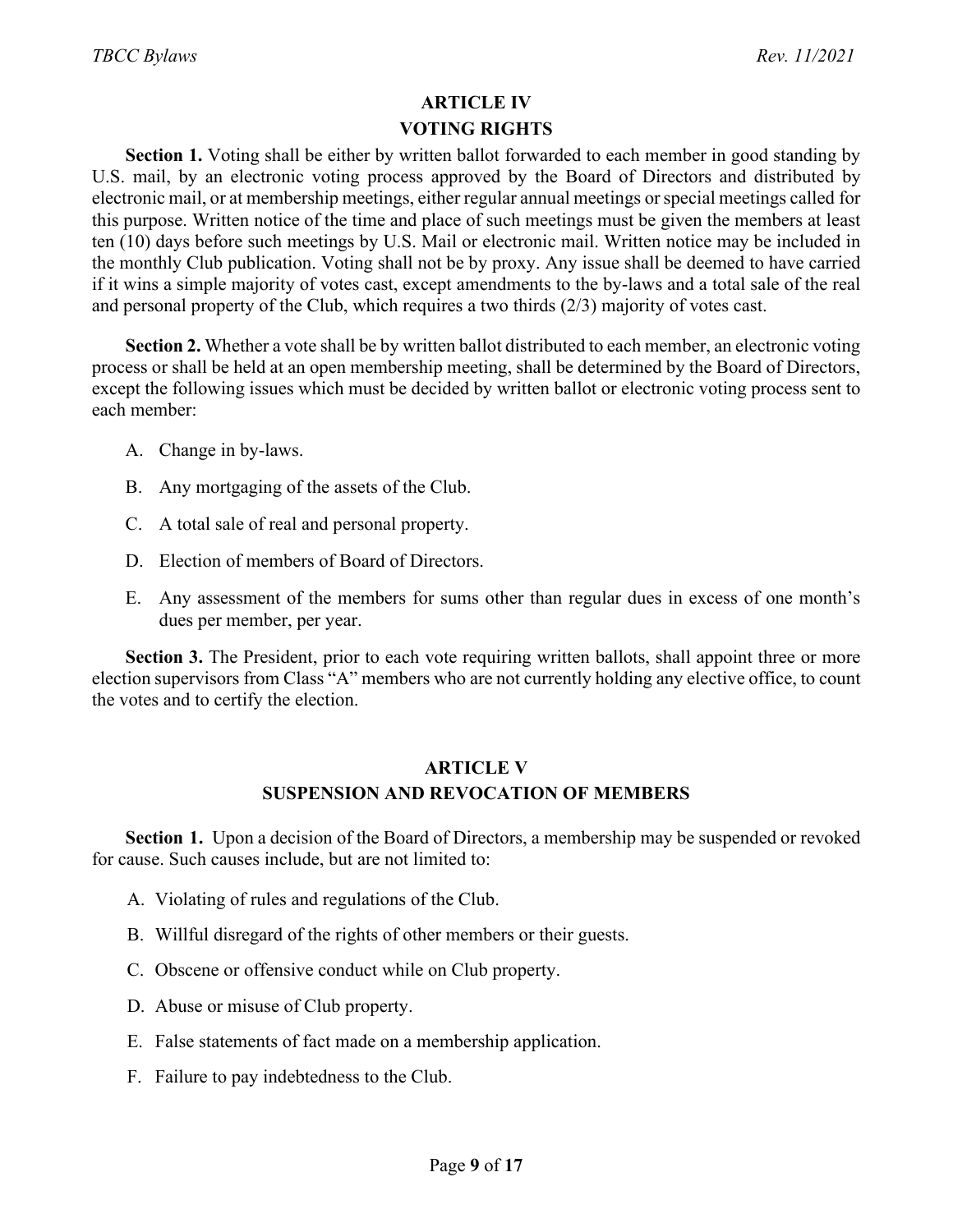## ARTICLE IV
## VOTING RIGHTS

**Section 1.** Voting shall be either by written ballot forwarded to each member in good standing by U.S. mail, by an electronic voting process approved by the Board of Directors and distributed by electronic mail, or at membership meetings, either regular annual meetings or special meetings called for this purpose. Written notice of the time and place of such meetings must be given the members at least ten (10) days before such meetings by U.S. Mail or electronic mail. Written notice may be included in the monthly Club publication. Voting shall not be by proxy. Any issue shall be deemed to have carried if it wins a simple majority of votes cast, except amendments to the by-laws and a total sale of the real and personal property of the Club, which requires a two thirds (2/3) majority of votes cast.

**Section 2.** Whether a vote shall be by written ballot distributed to each member, an electronic voting process or shall be held at an open membership meeting, shall be determined by the Board of Directors, except the following issues which must be decided by written ballot or electronic voting process sent to each member:

A. Change in by-laws.

B. Any mortgaging of the assets of the Club.

C. A total sale of real and personal property.

D. Election of members of Board of Directors.

E. Any assessment of the members for sums other than regular dues in excess of one month's dues per member, per year.

**Section 3.** The President, prior to each vote requiring written ballots, shall appoint three or more election supervisors from Class "A" members who are not currently holding any elective office, to count the votes and to certify the election.

## ARTICLE V
## SUSPENSION AND REVOCATION OF MEMBERS

**Section 1.** Upon a decision of the Board of Directors, a membership may be suspended or revoked for cause. Such causes include, but are not limited to:

A. Violating of rules and regulations of the Club.

B. Willful disregard of the rights of other members or their guests.

C. Obscene or offensive conduct while on Club property.

D. Abuse or misuse of Club property.

E. False statements of fact made on a membership application.

F. Failure to pay indebtedness to the Club.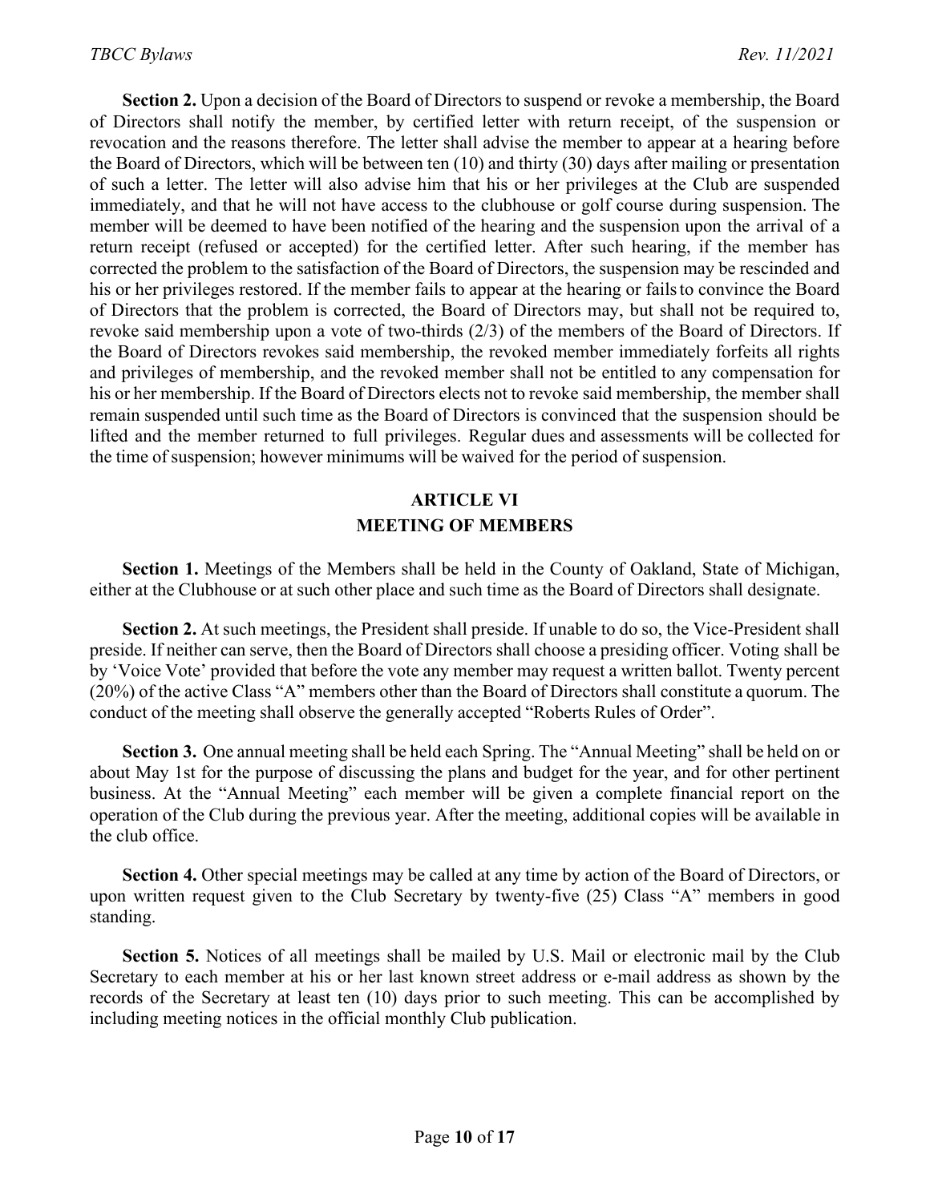**Section 2.** Upon a decision of the Board of Directors to suspend or revoke a membership, the Board of Directors shall notify the member, by certified letter with return receipt, of the suspension or revocation and the reasons therefore. The letter shall advise the member to appear at a hearing before the Board of Directors, which will be between ten (10) and thirty (30) days after mailing or presentation of such a letter. The letter will also advise him that his or her privileges at the Club are suspended immediately, and that he will not have access to the clubhouse or golf course during suspension. The member will be deemed to have been notified of the hearing and the suspension upon the arrival of a return receipt (refused or accepted) for the certified letter. After such hearing, if the member has corrected the problem to the satisfaction of the Board of Directors, the suspension may be rescinded and his or her privileges restored. If the member fails to appear at the hearing or fails to convince the Board of Directors that the problem is corrected, the Board of Directors may, but shall not be required to, revoke said membership upon a vote of two-thirds (2/3) of the members of the Board of Directors. If the Board of Directors revokes said membership, the revoked member immediately forfeits all rights and privileges of membership, and the revoked member shall not be entitled to any compensation for his or her membership. If the Board of Directors elects not to revoke said membership, the member shall remain suspended until such time as the Board of Directors is convinced that the suspension should be lifted and the member returned to full privileges. Regular dues and assessments will be collected for the time of suspension; however minimums will be waived for the period of suspension.

## ARTICLE VI
## MEETING OF MEMBERS

**Section 1.** Meetings of the Members shall be held in the County of Oakland, State of Michigan, either at the Clubhouse or at such other place and such time as the Board of Directors shall designate.

**Section 2.** At such meetings, the President shall preside. If unable to do so, the Vice-President shall preside. If neither can serve, then the Board of Directors shall choose a presiding officer. Voting shall be by 'Voice Vote' provided that before the vote any member may request a written ballot. Twenty percent (20%) of the active Class "A" members other than the Board of Directors shall constitute a quorum. The conduct of the meeting shall observe the generally accepted "Roberts Rules of Order".

**Section 3.** One annual meeting shall be held each Spring. The "Annual Meeting" shall be held on or about May 1st for the purpose of discussing the plans and budget for the year, and for other pertinent business. At the "Annual Meeting" each member will be given a complete financial report on the operation of the Club during the previous year. After the meeting, additional copies will be available in the club office.

**Section 4.** Other special meetings may be called at any time by action of the Board of Directors, or upon written request given to the Club Secretary by twenty-five (25) Class "A" members in good standing.

**Section 5.** Notices of all meetings shall be mailed by U.S. Mail or electronic mail by the Club Secretary to each member at his or her last known street address or e-mail address as shown by the records of the Secretary at least ten (10) days prior to such meeting. This can be accomplished by including meeting notices in the official monthly Club publication.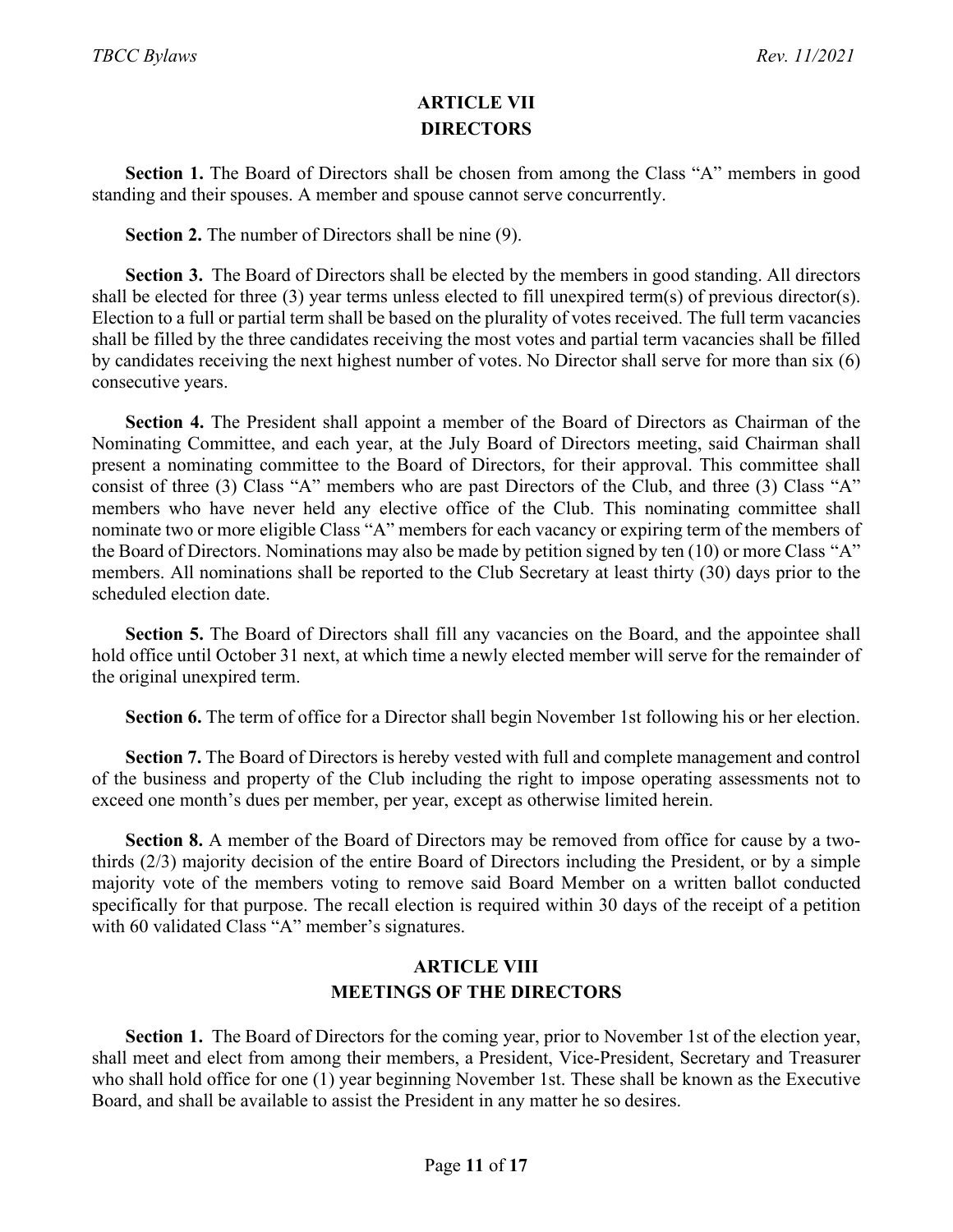## ARTICLE VII
## DIRECTORS

**Section 1.** The Board of Directors shall be chosen from among the Class "A" members in good standing and their spouses. A member and spouse cannot serve concurrently.

**Section 2.** The number of Directors shall be nine (9).

**Section 3.** The Board of Directors shall be elected by the members in good standing. All directors shall be elected for three (3) year terms unless elected to fill unexpired term(s) of previous director(s). Election to a full or partial term shall be based on the plurality of votes received. The full term vacancies shall be filled by the three candidates receiving the most votes and partial term vacancies shall be filled by candidates receiving the next highest number of votes. No Director shall serve for more than six (6) consecutive years.

**Section 4.** The President shall appoint a member of the Board of Directors as Chairman of the Nominating Committee, and each year, at the July Board of Directors meeting, said Chairman shall present a nominating committee to the Board of Directors, for their approval. This committee shall consist of three (3) Class "A" members who are past Directors of the Club, and three (3) Class "A" members who have never held any elective office of the Club. This nominating committee shall nominate two or more eligible Class "A" members for each vacancy or expiring term of the members of the Board of Directors. Nominations may also be made by petition signed by ten (10) or more Class "A" members. All nominations shall be reported to the Club Secretary at least thirty (30) days prior to the scheduled election date.

**Section 5.** The Board of Directors shall fill any vacancies on the Board, and the appointee shall hold office until October 31 next, at which time a newly elected member will serve for the remainder of the original unexpired term.

**Section 6.** The term of office for a Director shall begin November 1st following his or her election.

**Section 7.** The Board of Directors is hereby vested with full and complete management and control of the business and property of the Club including the right to impose operating assessments not to exceed one month's dues per member, per year, except as otherwise limited herein.

**Section 8.** A member of the Board of Directors may be removed from office for cause by a two-thirds (2/3) majority decision of the entire Board of Directors including the President, or by a simple majority vote of the members voting to remove said Board Member on a written ballot conducted specifically for that purpose. The recall election is required within 30 days of the receipt of a petition with 60 validated Class "A" member's signatures.

## ARTICLE VIII
## MEETINGS OF THE DIRECTORS

**Section 1.** The Board of Directors for the coming year, prior to November 1st of the election year, shall meet and elect from among their members, a President, Vice-President, Secretary and Treasurer who shall hold office for one (1) year beginning November 1st. These shall be known as the Executive Board, and shall be available to assist the President in any matter he so desires.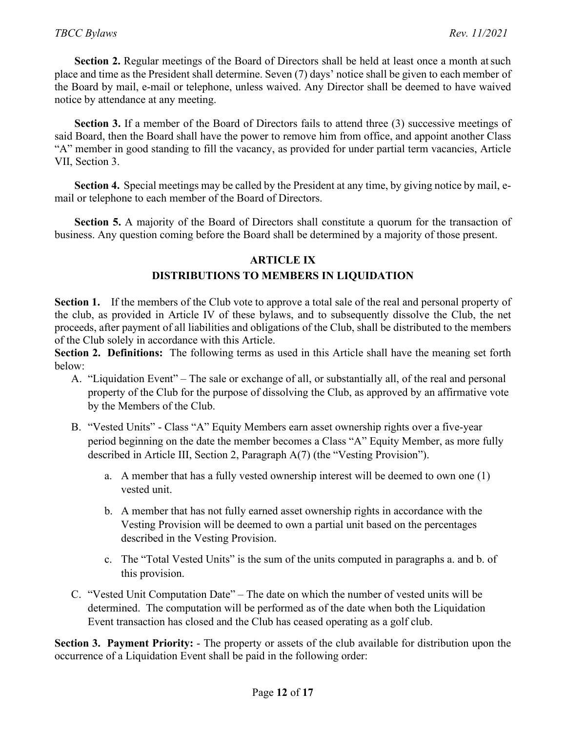**Section 2.** Regular meetings of the Board of Directors shall be held at least once a month at such place and time as the President shall determine. Seven (7) days' notice shall be given to each member of the Board by mail, e-mail or telephone, unless waived. Any Director shall be deemed to have waived notice by attendance at any meeting.

**Section 3.** If a member of the Board of Directors fails to attend three (3) successive meetings of said Board, then the Board shall have the power to remove him from office, and appoint another Class "A" member in good standing to fill the vacancy, as provided for under partial term vacancies, Article VII, Section 3.

**Section 4.** Special meetings may be called by the President at any time, by giving notice by mail, e-mail or telephone to each member of the Board of Directors.

**Section 5.** A majority of the Board of Directors shall constitute a quorum for the transaction of business. Any question coming before the Board shall be determined by a majority of those present.

## ARTICLE IX
## DISTRIBUTIONS TO MEMBERS IN LIQUIDATION

**Section 1.** If the members of the Club vote to approve a total sale of the real and personal property of the club, as provided in Article IV of these bylaws, and to subsequently dissolve the Club, the net proceeds, after payment of all liabilities and obligations of the Club, shall be distributed to the members of the Club solely in accordance with this Article.

**Section 2. Definitions:** The following terms as used in this Article shall have the meaning set forth below:

A. "Liquidation Event" – The sale or exchange of all, or substantially all, of the real and personal property of the Club for the purpose of dissolving the Club, as approved by an affirmative vote by the Members of the Club.

B. "Vested Units" - Class "A" Equity Members earn asset ownership rights over a five-year period beginning on the date the member becomes a Class "A" Equity Member, as more fully described in Article III, Section 2, Paragraph A(7) (the "Vesting Provision").

   a. A member that has a fully vested ownership interest will be deemed to own one (1) vested unit.

   b. A member that has not fully earned asset ownership rights in accordance with the Vesting Provision will be deemed to own a partial unit based on the percentages described in the Vesting Provision.

   c. The "Total Vested Units" is the sum of the units computed in paragraphs a. and b. of this provision.

C. "Vested Unit Computation Date" – The date on which the number of vested units will be determined. The computation will be performed as of the date when both the Liquidation Event transaction has closed and the Club has ceased operating as a golf club.

**Section 3. Payment Priority:** - The property or assets of the club available for distribution upon the occurrence of a Liquidation Event shall be paid in the following order: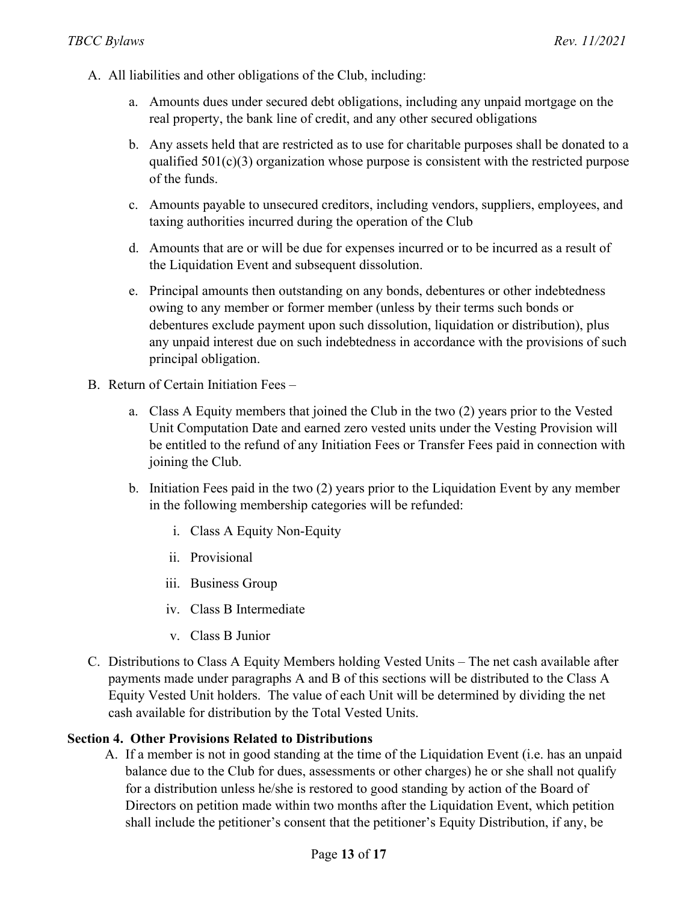A. All liabilities and other obligations of the Club, including:

   a. Amounts dues under secured debt obligations, including any unpaid mortgage on the real property, the bank line of credit, and any other secured obligations

   b. Any assets held that are restricted as to use for charitable purposes shall be donated to a qualified 501(c)(3) organization whose purpose is consistent with the restricted purpose of the funds.

   c. Amounts payable to unsecured creditors, including vendors, suppliers, employees, and taxing authorities incurred during the operation of the Club

   d. Amounts that are or will be due for expenses incurred or to be incurred as a result of the Liquidation Event and subsequent dissolution.

   e. Principal amounts then outstanding on any bonds, debentures or other indebtedness owing to any member or former member (unless by their terms such bonds or debentures exclude payment upon such dissolution, liquidation or distribution), plus any unpaid interest due on such indebtedness in accordance with the provisions of such principal obligation.

B. Return of Certain Initiation Fees –

   a. Class A Equity members that joined the Club in the two (2) years prior to the Vested Unit Computation Date and earned zero vested units under the Vesting Provision will be entitled to the refund of any Initiation Fees or Transfer Fees paid in connection with joining the Club.

   b. Initiation Fees paid in the two (2) years prior to the Liquidation Event by any member in the following membership categories will be refunded:

      i. Class A Equity Non-Equity

      ii. Provisional

      iii. Business Group

      iv. Class B Intermediate

      v. Class B Junior

C. Distributions to Class A Equity Members holding Vested Units – The net cash available after payments made under paragraphs A and B of this sections will be distributed to the Class A Equity Vested Unit holders. The value of each Unit will be determined by dividing the net cash available for distribution by the Total Vested Units.

**Section 4. Other Provisions Related to Distributions**

A. If a member is not in good standing at the time of the Liquidation Event (i.e. has an unpaid balance due to the Club for dues, assessments or other charges) he or she shall not qualify for a distribution unless he/she is restored to good standing by action of the Board of Directors on petition made within two months after the Liquidation Event, which petition shall include the petitioner's consent that the petitioner's Equity Distribution, if any, be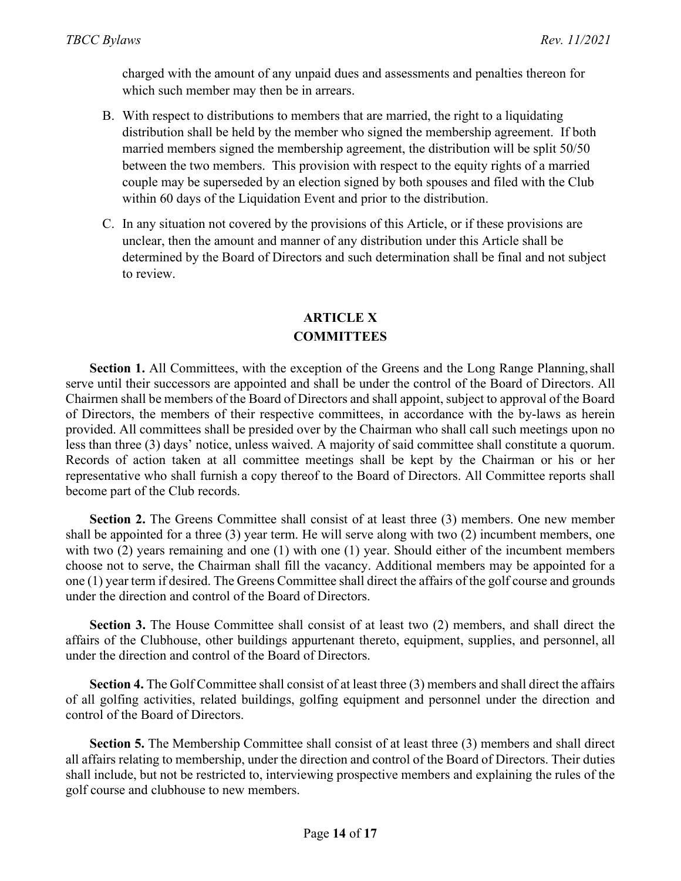charged with the amount of any unpaid dues and assessments and penalties thereon for which such member may then be in arrears.

B. With respect to distributions to members that are married, the right to a liquidating distribution shall be held by the member who signed the membership agreement. If both married members signed the membership agreement, the distribution will be split 50/50 between the two members. This provision with respect to the equity rights of a married couple may be superseded by an election signed by both spouses and filed with the Club within 60 days of the Liquidation Event and prior to the distribution.

C. In any situation not covered by the provisions of this Article, or if these provisions are unclear, then the amount and manner of any distribution under this Article shall be determined by the Board of Directors and such determination shall be final and not subject to review.

## ARTICLE X
## COMMITTEES

**Section 1.** All Committees, with the exception of the Greens and the Long Range Planning, shall serve until their successors are appointed and shall be under the control of the Board of Directors. All Chairmen shall be members of the Board of Directors and shall appoint, subject to approval of the Board of Directors, the members of their respective committees, in accordance with the by-laws as herein provided. All committees shall be presided over by the Chairman who shall call such meetings upon no less than three (3) days' notice, unless waived. A majority of said committee shall constitute a quorum. Records of action taken at all committee meetings shall be kept by the Chairman or his or her representative who shall furnish a copy thereof to the Board of Directors. All Committee reports shall become part of the Club records.

**Section 2.** The Greens Committee shall consist of at least three (3) members. One new member shall be appointed for a three (3) year term. He will serve along with two (2) incumbent members, one with two (2) years remaining and one (1) with one (1) year. Should either of the incumbent members choose not to serve, the Chairman shall fill the vacancy. Additional members may be appointed for a one (1) year term if desired. The Greens Committee shall direct the affairs of the golf course and grounds under the direction and control of the Board of Directors.

**Section 3.** The House Committee shall consist of at least two (2) members, and shall direct the affairs of the Clubhouse, other buildings appurtenant thereto, equipment, supplies, and personnel, all under the direction and control of the Board of Directors.

**Section 4.** The Golf Committee shall consist of at least three (3) members and shall direct the affairs of all golfing activities, related buildings, golfing equipment and personnel under the direction and control of the Board of Directors.

**Section 5.** The Membership Committee shall consist of at least three (3) members and shall direct all affairs relating to membership, under the direction and control of the Board of Directors. Their duties shall include, but not be restricted to, interviewing prospective members and explaining the rules of the golf course and clubhouse to new members.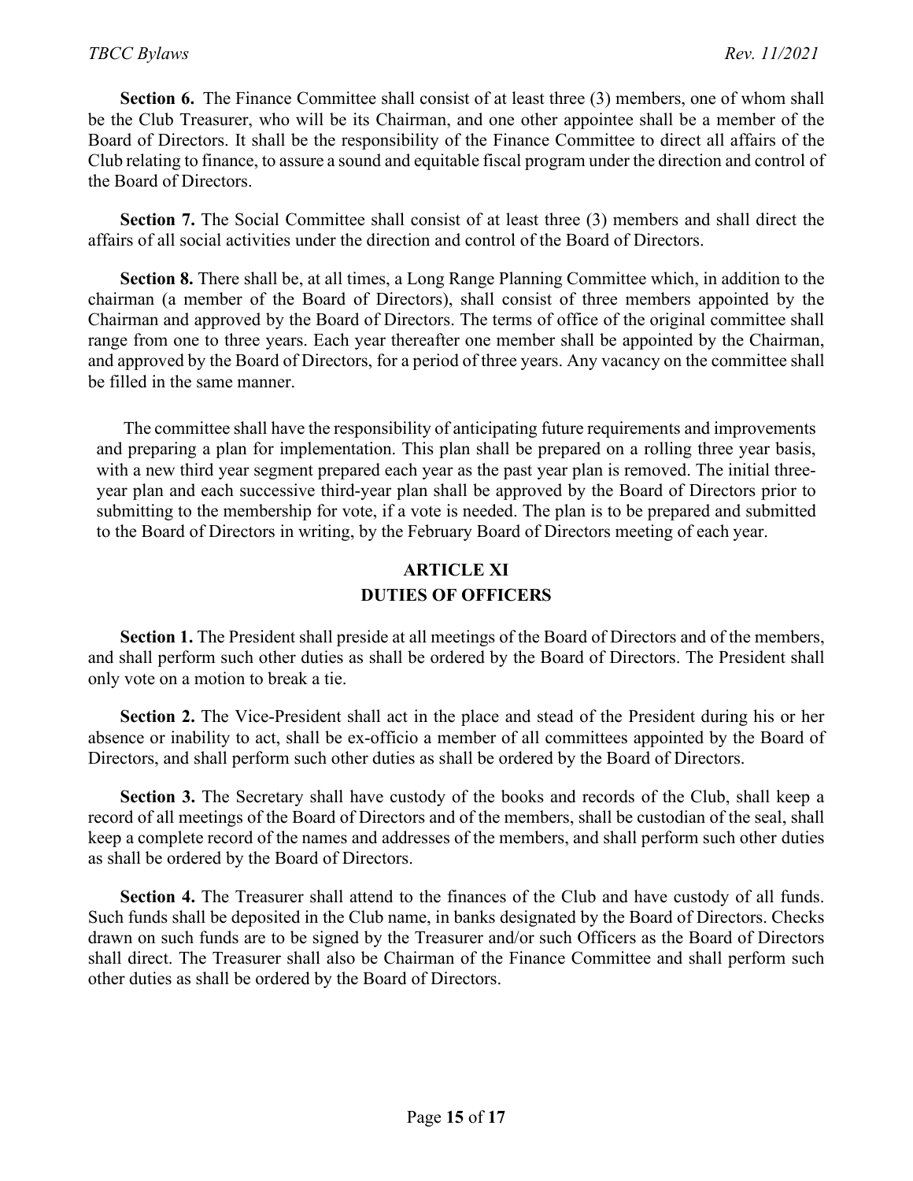**Section 6.** The Finance Committee shall consist of at least three (3) members, one of whom shall be the Club Treasurer, who will be its Chairman, and one other appointee shall be a member of the Board of Directors. It shall be the responsibility of the Finance Committee to direct all affairs of the Club relating to finance, to assure a sound and equitable fiscal program under the direction and control of the Board of Directors.

**Section 7.** The Social Committee shall consist of at least three (3) members and shall direct the affairs of all social activities under the direction and control of the Board of Directors.

**Section 8.** There shall be, at all times, a Long Range Planning Committee which, in addition to the chairman (a member of the Board of Directors), shall consist of three members appointed by the Chairman and approved by the Board of Directors. The terms of office of the original committee shall range from one to three years. Each year thereafter one member shall be appointed by the Chairman, and approved by the Board of Directors, for a period of three years. Any vacancy on the committee shall be filled in the same manner.

The committee shall have the responsibility of anticipating future requirements and improvements and preparing a plan for implementation. This plan shall be prepared on a rolling three year basis, with a new third year segment prepared each year as the past year plan is removed. The initial three-year plan and each successive third-year plan shall be approved by the Board of Directors prior to submitting to the membership for vote, if a vote is needed. The plan is to be prepared and submitted to the Board of Directors in writing, by the February Board of Directors meeting of each year.

## ARTICLE XI
## DUTIES OF OFFICERS

**Section 1.** The President shall preside at all meetings of the Board of Directors and of the members, and shall perform such other duties as shall be ordered by the Board of Directors. The President shall only vote on a motion to break a tie.

**Section 2.** The Vice-President shall act in the place and stead of the President during his or her absence or inability to act, shall be ex-officio a member of all committees appointed by the Board of Directors, and shall perform such other duties as shall be ordered by the Board of Directors.

**Section 3.** The Secretary shall have custody of the books and records of the Club, shall keep a record of all meetings of the Board of Directors and of the members, shall be custodian of the seal, shall keep a complete record of the names and addresses of the members, and shall perform such other duties as shall be ordered by the Board of Directors.

**Section 4.** The Treasurer shall attend to the finances of the Club and have custody of all funds. Such funds shall be deposited in the Club name, in banks designated by the Board of Directors. Checks drawn on such funds are to be signed by the Treasurer and/or such Officers as the Board of Directors shall direct. The Treasurer shall also be Chairman of the Finance Committee and shall perform such other duties as shall be ordered by the Board of Directors.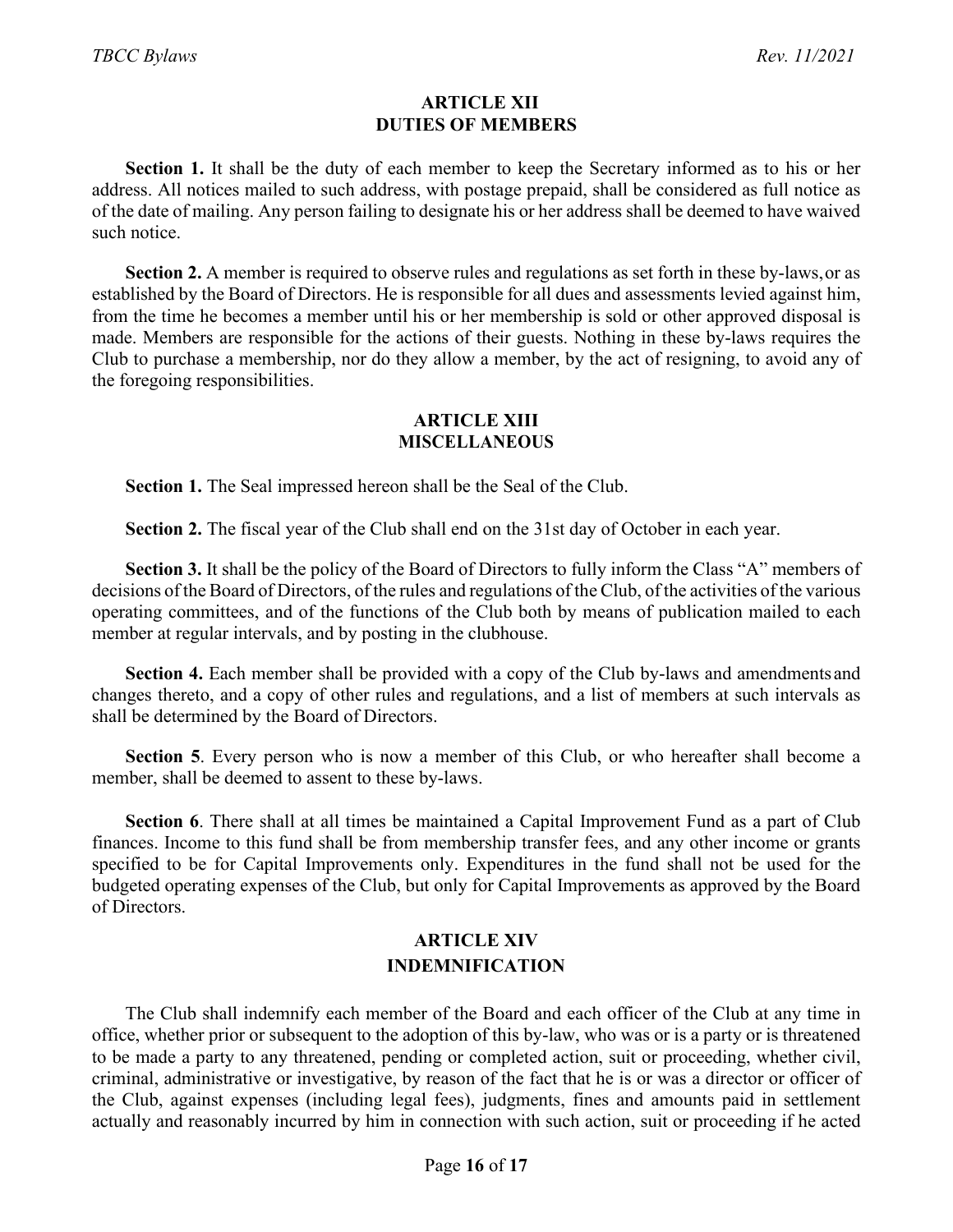## ARTICLE XII
## DUTIES OF MEMBERS

**Section 1.** It shall be the duty of each member to keep the Secretary informed as to his or her address. All notices mailed to such address, with postage prepaid, shall be considered as full notice as of the date of mailing. Any person failing to designate his or her address shall be deemed to have waived such notice.

**Section 2.** A member is required to observe rules and regulations as set forth in these by-laws, or as established by the Board of Directors. He is responsible for all dues and assessments levied against him, from the time he becomes a member until his or her membership is sold or other approved disposal is made. Members are responsible for the actions of their guests. Nothing in these by-laws requires the Club to purchase a membership, nor do they allow a member, by the act of resigning, to avoid any of the foregoing responsibilities.

## ARTICLE XIII
## MISCELLANEOUS

**Section 1.** The Seal impressed hereon shall be the Seal of the Club.

**Section 2.** The fiscal year of the Club shall end on the 31st day of October in each year.

**Section 3.** It shall be the policy of the Board of Directors to fully inform the Class "A" members of decisions of the Board of Directors, of the rules and regulations of the Club, of the activities of the various operating committees, and of the functions of the Club both by means of publication mailed to each member at regular intervals, and by posting in the clubhouse.

**Section 4.** Each member shall be provided with a copy of the Club by-laws and amendments and changes thereto, and a copy of other rules and regulations, and a list of members at such intervals as shall be determined by the Board of Directors.

**Section 5**. Every person who is now a member of this Club, or who hereafter shall become a member, shall be deemed to assent to these by-laws.

**Section 6**. There shall at all times be maintained a Capital Improvement Fund as a part of Club finances. Income to this fund shall be from membership transfer fees, and any other income or grants specified to be for Capital Improvements only. Expenditures in the fund shall not be used for the budgeted operating expenses of the Club, but only for Capital Improvements as approved by the Board of Directors.

## ARTICLE XIV
## INDEMNIFICATION

The Club shall indemnify each member of the Board and each officer of the Club at any time in office, whether prior or subsequent to the adoption of this by-law, who was or is a party or is threatened to be made a party to any threatened, pending or completed action, suit or proceeding, whether civil, criminal, administrative or investigative, by reason of the fact that he is or was a director or officer of the Club, against expenses (including legal fees), judgments, fines and amounts paid in settlement actually and reasonably incurred by him in connection with such action, suit or proceeding if he acted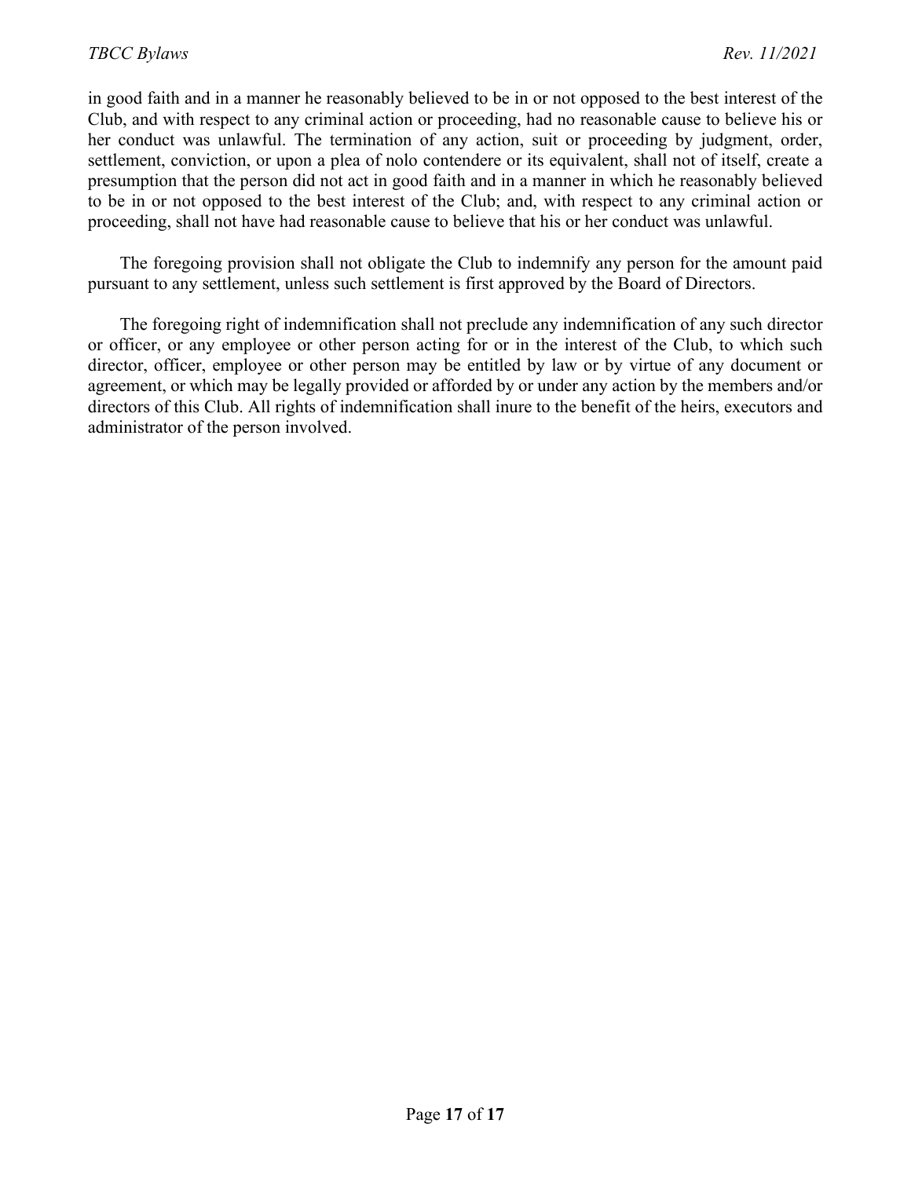in good faith and in a manner he reasonably believed to be in or not opposed to the best interest of the Club, and with respect to any criminal action or proceeding, had no reasonable cause to believe his or her conduct was unlawful. The termination of any action, suit or proceeding by judgment, order, settlement, conviction, or upon a plea of nolo contendere or its equivalent, shall not of itself, create a presumption that the person did not act in good faith and in a manner in which he reasonably believed to be in or not opposed to the best interest of the Club; and, with respect to any criminal action or proceeding, shall not have had reasonable cause to believe that his or her conduct was unlawful.

The foregoing provision shall not obligate the Club to indemnify any person for the amount paid pursuant to any settlement, unless such settlement is first approved by the Board of Directors.

The foregoing right of indemnification shall not preclude any indemnification of any such director or officer, or any employee or other person acting for or in the interest of the Club, to which such director, officer, employee or other person may be entitled by law or by virtue of any document or agreement, or which may be legally provided or afforded by or under any action by the members and/or directors of this Club. All rights of indemnification shall inure to the benefit of the heirs, executors and administrator of the person involved.